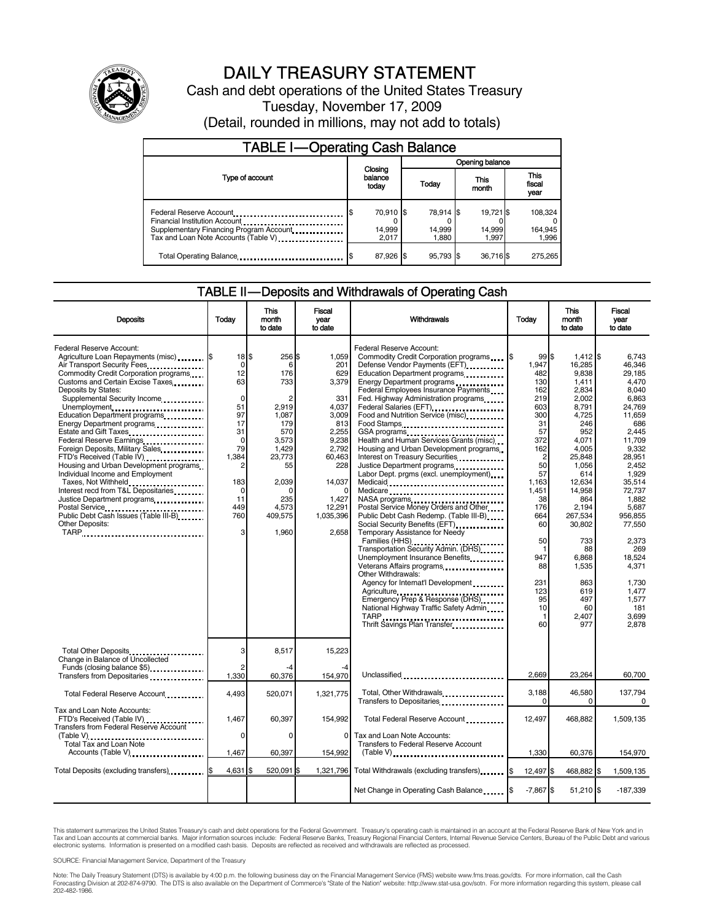# DAILY TREASURY STATEMENT

Cash and debt operations of the United States Treasury

Tuesday, November 17, 2009

(Detail, rounded in millions, may not add to totals)

## TABLE I—Operating Cash Balance

| Type of account | Closing balance today | Opening balance Today | This month | This fiscal year |
|---|---|---|---|---|
| Federal Reserve Account | $ 70,910 | $ 78,914 | $ 19,721 | $ 108,324 |
| Financial Institution Account | 0 | 0 | 0 | 0 |
| Supplementary Financing Program Account | 14,999 | 14,999 | 14,999 | 164,945 |
| Tax and Loan Note Accounts (Table V) | 2,017 | 1,880 | 1,997 | 1,996 |
| Total Operating Balance | $ 87,926 | $ 95,793 | $ 36,716 | $ 275,265 |

## TABLE II—Deposits and Withdrawals of Operating Cash

| Deposits | Today | This month to date | Fiscal year to date |
|---|---|---|---|
| Federal Reserve Account: | | | |
| Agriculture Loan Repayments (misc) | $ 18 | $ 256 | $ 1,059 |
| Air Transport Security Fees | 0 | 6 | 201 |
| Commodity Credit Corporation programs | 12 | 176 | 629 |
| Customs and Certain Excise Taxes | 63 | 733 | 3,379 |
| Deposits by States: | | | |
| Supplemental Security Income | 0 | 2 | 331 |
| Unemployment | 51 | 2,919 | 4,037 |
| Education Department programs | 97 | 1,087 | 3,009 |
| Energy Department programs | 17 | 179 | 813 |
| Estate and Gift Taxes | 31 | 570 | 2,255 |
| Federal Reserve Earnings | 0 | 3,573 | 9,238 |
| Foreign Deposits, Military Sales | 79 | 1,429 | 2,792 |
| FTD's Received (Table IV) | 1,384 | 23,773 | 60,463 |
| Housing and Urban Development programs | 2 | 55 | 228 |
| Individual Income and Employment Taxes, Not Withheld | 183 | 2,039 | 14,037 |
| Interest recd from T&L Depositaries | 0 | 0 | 0 |
| Justice Department programs | 11 | 235 | 1,427 |
| Postal Service | 449 | 4,573 | 12,291 |
| Public Debt Cash Issues (Table III-B) | 760 | 409,575 | 1,035,396 |
| Other Deposits: | | | |
| TARP | 3 | 1,960 | 2,658 |
| Total Other Deposits | 3 | 8,517 | 15,223 |
| Change in Balance of Uncollected Funds (closing balance $5) | 2 | -4 | -4 |
| Transfers from Depositaries | 1,330 | 60,376 | 154,970 |
| Total Federal Reserve Account | 4,493 | 520,071 | 1,321,775 |
| Tax and Loan Note Accounts: | | | |
| FTD's Received (Table IV) | 1,467 | 60,397 | 154,992 |
| Transfers from Federal Reserve Account (Table V) | 0 | 0 | 0 |
| Total Tax and Loan Note Accounts (Table V) | 1,467 | 60,397 | 154,992 |
| Total Deposits (excluding transfers) | $ 4,631 | $ 520,091 | $ 1,321,796 |

| Withdrawals | Today | This month to date | Fiscal year to date |
|---|---|---|---|
| Federal Reserve Account: | | | |
| Commodity Credit Corporation programs | $ 99 | $ 1,412 | $ 6,743 |
| Defense Vendor Payments (EFT) | 1,947 | 16,285 | 46,346 |
| Education Department programs | 482 | 9,838 | 29,185 |
| Energy Department programs | 130 | 1,411 | 4,470 |
| Federal Employees Insurance Payments | 162 | 2,834 | 8,040 |
| Fed. Highway Administration programs | 219 | 2,002 | 6,863 |
| Federal Salaries (EFT) | 603 | 8,791 | 24,769 |
| Food and Nutrition Service (misc) | 300 | 4,725 | 11,659 |
| Food Stamps | 31 | 246 | 686 |
| GSA programs | 57 | 952 | 2,445 |
| Health and Human Services Grants (misc) | 372 | 4,071 | 11,709 |
| Housing and Urban Development programs | 162 | 4,005 | 9,332 |
| Interest on Treasury Securities | 2 | 25,848 | 28,951 |
| Justice Department programs | 50 | 1,056 | 2,452 |
| Labor Dept. prgms (excl. unemployment) | 57 | 614 | 1,929 |
| Medicaid | 1,163 | 12,634 | 35,514 |
| Medicare | 1,451 | 14,958 | 72,737 |
| NASA programs | 38 | 864 | 1,882 |
| Postal Service Money Orders and Other | 176 | 2,194 | 5,687 |
| Public Debt Cash Redemp. (Table III-B) | 664 | 267,534 | 956,855 |
| Social Security Benefits (EFT) | 60 | 30,802 | 77,550 |
| Temporary Assistance for Needy Families (HHS) | 50 | 733 | 2,373 |
| Transportation Security Admin. (DHS) | 1 | 88 | 269 |
| Unemployment Insurance Benefits | 947 | 6,868 | 18,524 |
| Veterans Affairs programs | 88 | 1,535 | 4,371 |
| Other Withdrawals: | | | |
| Agency for Internat'l Development | 231 | 863 | 1,730 |
| Agriculture | 123 | 619 | 1,477 |
| Emergency Prep & Response (DHS) | 95 | 497 | 1,577 |
| National Highway Traffic Safety Admin | 10 | 60 | 181 |
| TARP | 1 | 2,407 | 3,699 |
| Thrift Savings Plan Transfer | 60 | 977 | 2,878 |
| Unclassified | 2,669 | 23,264 | 60,700 |
| Total, Other Withdrawals | 3,188 | 46,580 | 137,794 |
| Transfers to Depositaries | 0 | 0 | 0 |
| Total Federal Reserve Account | 12,497 | 468,882 | 1,509,135 |
| Tax and Loan Note Accounts: | | | |
| Transfers to Federal Reserve Account (Table V) | 1,330 | 60,376 | 154,970 |
| Total Withdrawals (excluding transfers) | $ 12,497 | $ 468,882 | $ 1,509,135 |
| Net Change in Operating Cash Balance | $ -7,867 | $ 51,210 | $ -187,339 |

This statement summarizes the United States Treasury's cash and debt operations for the Federal Government. Treasury's operating cash is maintained in an account at the Federal Reserve Bank of New York and in Tax and Loan accounts at commercial banks. Major information sources include: Federal Reserve Banks, Treasury Regional Financial Centers, Internal Revenue Service Centers, Bureau of the Public Debt and various electronic systems. Information is presented on a modified cash basis. Deposits are reflected as received and withdrawals are reflected as processed.

SOURCE: Financial Management Service, Department of the Treasury

Note: The Daily Treasury Statement (DTS) is available by 4:00 p.m. the following business day on the Financial Management Service (FMS) website www.fms.treas.gov/dts. For more information, call the Cash Forecasting Division at 202-874-9790. The DTS is also available on the Department of Commerce's "State of the Nation" website: http://www.stat-usa.gov/sotn. For more information regarding this system, please call 202-482-1986.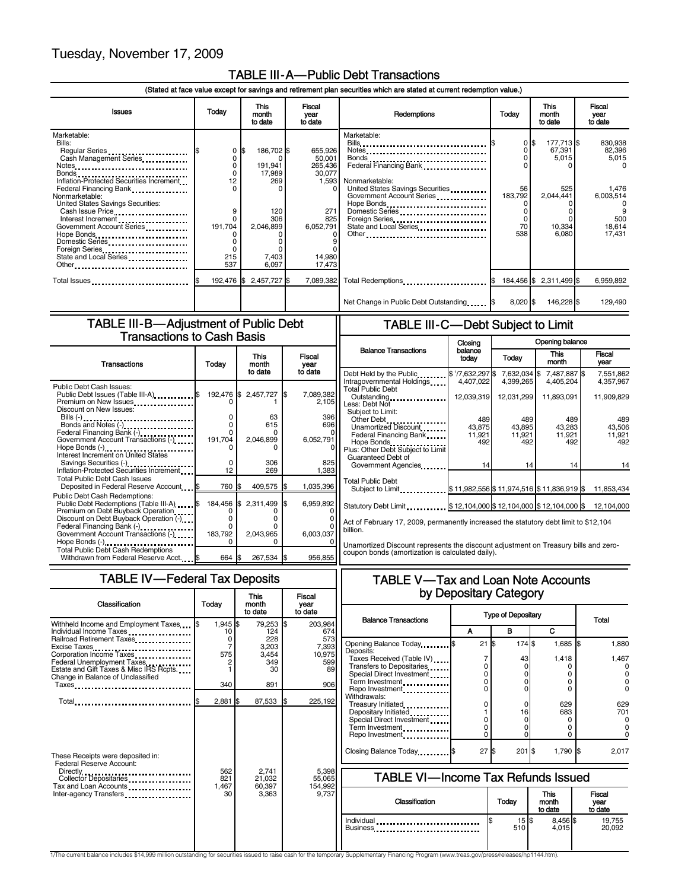Tuesday, November 17, 2009

## TABLE III-A—Public Debt Transactions

(Stated at face value except for savings and retirement plan securities which are stated at current redemption value.)

| Issues | Today | This month to date | Fiscal year to date |
|---|---|---|---|
| Marketable: | | | |
| Bills: | | | |
| Regular Series | $ 0 | $ 186,702 | $ 655,926 |
| Cash Management Series | 0 | 0 | 50,001 |
| Notes | 0 | 191,941 | 265,436 |
| Bonds | 0 | 17,989 | 30,077 |
| Inflation-Protected Securities Increment | 12 | 269 | 1,593 |
| Federal Financing Bank | 0 | 0 | 0 |
| Nonmarketable: | | | |
| United States Savings Securities: | | | |
| Cash Issue Price | 9 | 120 | 271 |
| Interest Increment | 0 | 306 | 825 |
| Government Account Series | 191,704 | 2,046,899 | 6,052,791 |
| Hope Bonds | 0 | 0 | 0 |
| Domestic Series | 0 | 0 | 9 |
| Foreign Series | 0 | 0 | 0 |
| State and Local Series | 215 | 7,403 | 14,980 |
| Other | 537 | 6,097 | 17,473 |
| Total Issues | $ 192,476 | $ 2,457,727 | $ 7,089,382 |

| Redemptions | Today | This month to date | Fiscal year to date |
|---|---|---|---|
| Marketable: | | | |
| Bills | $ 0 | $ 177,713 | $ 830,938 |
| Notes | 0 | 67,391 | 82,396 |
| Bonds | 0 | 5,015 | 5,015 |
| Federal Financing Bank | 0 | 0 | 0 |
| Nonmarketable: | | | |
| United States Savings Securities | 56 | 525 | 1,476 |
| Government Account Series | 183,792 | 2,044,441 | 6,003,514 |
| Hope Bonds | 0 | 0 | 0 |
| Domestic Series | 0 | 0 | 9 |
| Foreign Series | 0 | 0 | 500 |
| State and Local Series | 70 | 10,334 | 18,614 |
| Other | 538 | 6,080 | 17,431 |
| Total Redemptions | $ 184,456 | $ 2,311,499 | $ 6,959,892 |
| Net Change in Public Debt Outstanding | $ 8,020 | $ 146,228 | $ 129,490 |

## TABLE III-B—Adjustment of Public Debt Transactions to Cash Basis

| Transactions | Today | This month to date | Fiscal year to date |
|---|---|---|---|
| Public Debt Cash Issues: | | | |
| Public Debt Issues (Table III-A) | $ 192,476 | $ 2,457,727 | $ 7,089,382 |
| Premium on New Issues | 0 | 1 | 2,105 |
| Discount on New Issues: | | | |
| Bills (-) | 0 | 63 | 396 |
| Bonds and Notes (-) | 0 | 615 | 696 |
| Federal Financing Bank (-) | 0 | 0 | 0 |
| Government Account Transactions (-) | 191,704 | 2,046,899 | 6,052,791 |
| Hope Bonds (-) | 0 | 0 | 0 |
| Interest Increment on United States Savings Securities (-) | 0 | 306 | 825 |
| Inflation-Protected Securities Increment | 12 | 269 | 1,383 |
| Total Public Debt Cash Issues Deposited in Federal Reserve Account | $ 760 | $ 409,575 | $ 1,035,396 |
| Public Debt Cash Redemptions: | | | |
| Public Debt Redemptions (Table III-A) | $ 184,456 | $ 2,311,499 | $ 6,959,892 |
| Premium on Debt Buyback Operation | 0 | 0 | 0 |
| Discount on Debt Buyback Operation (-) | 0 | 0 | 0 |
| Federal Financing Bank (-) | 0 | 0 | 0 |
| Government Account Transactions (-) | 183,792 | 2,043,965 | 6,003,037 |
| Hope Bonds (-) | 0 | 0 | 0 |
| Total Public Debt Cash Redemptions Withdrawn from Federal Reserve Acct. | $ 664 | $ 267,534 | $ 956,855 |

## TABLE III-C—Debt Subject to Limit

| Balance Transactions | Closing balance today | Opening balance | | |
|---|---|---|---|---|
| | | Today | This month | Fiscal year |
| Debt Held by the Public | $ [1]7,632,297 | $ 7,632,034 | $ 7,487,887 | $ 7,551,862 |
| Intragovernmental Holdings | 4,407,022 | 4,399,265 | 4,405,204 | 4,357,967 |
| Total Public Debt Outstanding | 12,039,319 | 12,031,299 | 11,893,091 | 11,909,829 |
| Less: Debt Not Subject to Limit: | | | | |
| Other Debt | 489 | 489 | 489 | 489 |
| Unamortized Discount | 43,875 | 43,895 | 43,283 | 43,506 |
| Federal Financing Bank | 11,921 | 11,921 | 11,921 | 11,921 |
| Hope Bonds | 492 | 492 | 492 | 492 |
| Plus: Other Debt Subject to Limit | | | | |
| Guaranteed Debt of Government Agencies | 14 | 14 | 14 | 14 |
| Total Public Debt Subject to Limit | $ 11,982,556 | $ 11,974,516 | $ 11,836,919 | $ 11,853,434 |
| Statutory Debt Limit | $ 12,104,000 | $ 12,104,000 | $ 12,104,000 | $ 12,104,000 |

Act of February 17, 2009, permanently increased the statutory debt limit to $12,104 billion.

Unamortized Discount represents the discount adjustment on Treasury bills and zero-coupon bonds (amortization is calculated daily).

## TABLE IV—Federal Tax Deposits

| Classification | Today | This month to date | Fiscal year to date |
|---|---|---|---|
| Withheld Income and Employment Taxes | $ 1,945 | $ 79,253 | $ 203,984 |
| Individual Income Taxes | 10 | 124 | 674 |
| Railroad Retirement Taxes | 0 | 228 | 573 |
| Excise Taxes | 7 | 3,203 | 7,393 |
| Corporation Income Taxes | 575 | 3,454 | 10,975 |
| Federal Unemployment Taxes | 2 | 349 | 599 |
| Estate and Gift Taxes & Misc IRS Rcpts. | 1 | 30 | 89 |
| Change in Balance of Unclassified Taxes | 340 | 891 | 906 |
| Total | $ 2,881 | $ 87,533 | $ 225,192 |
| These Receipts were deposited in: | | | |
| Federal Reserve Account: | | | |
| Directly | 562 | 2,741 | 5,398 |
| Collector Depositaries | 821 | 21,032 | 55,065 |
| Tax and Loan Accounts | 1,467 | 60,397 | 154,992 |
| Inter-agency Transfers | 30 | 3,363 | 9,737 |

## TABLE V—Tax and Loan Note Accounts by Depositary Category

| Balance Transactions | Type of Depositary | | | Total |
|---|---|---|---|---|
| | A | B | C | |
| Opening Balance Today | $ 21 | $ 174 | $ 1,685 | $ 1,880 |
| Deposits: | | | | |
| Taxes Received (Table IV) | 7 | 43 | 1,418 | 1,467 |
| Transfers to Depositaries | 0 | 0 | 0 | 0 |
| Special Direct Investment | 0 | 0 | 0 | 0 |
| Term Investment | 0 | 0 | 0 | 0 |
| Repo Investment | 0 | 0 | 0 | 0 |
| Withdrawals: | | | | |
| Treasury Initiated | 0 | 0 | 629 | 629 |
| Depositary Initiated | 1 | 16 | 683 | 701 |
| Special Direct Investment | 0 | 0 | 0 | 0 |
| Term Investment | 0 | 0 | 0 | 0 |
| Repo Investment | 0 | 0 | 0 | 0 |
| Closing Balance Today | $ 27 | $ 201 | $ 1,790 | $ 2,017 |

## TABLE VI—Income Tax Refunds Issued

| Classification | Today | This month to date | Fiscal year to date |
|---|---|---|---|
| Individual | $ 15 | $ 8,456 | $ 19,755 |
| Business | 510 | 4,015 | 20,092 |

1/The current balance includes $14,999 million outstanding for securities issued to raise cash for the temporary Supplementary Financing Program (www.treas.gov/press/releases/hp1144.htm).